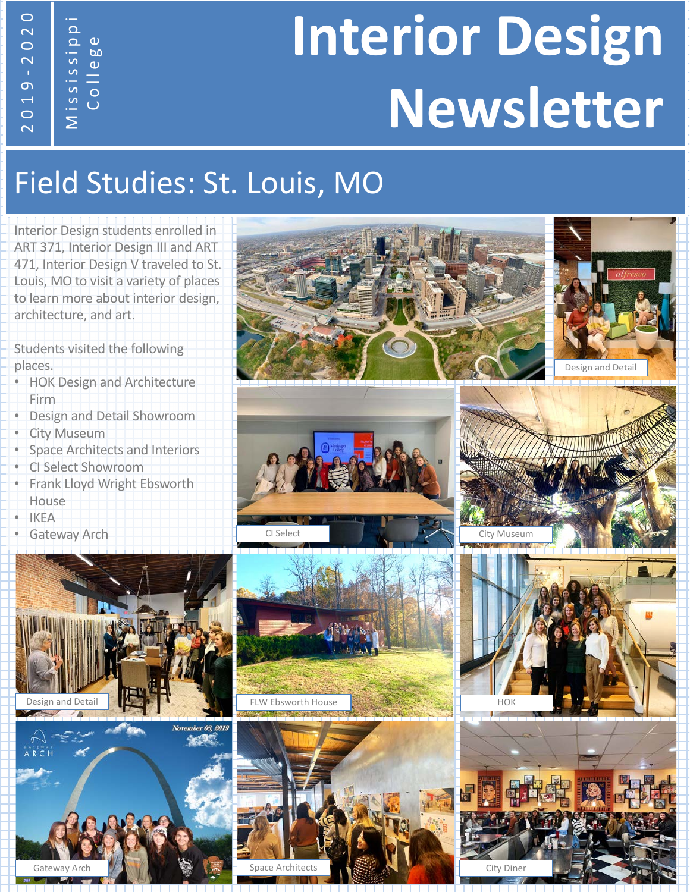# Interior Design Newsletter

2019-2020 Mississippi College

## Field Studies: St. Louis, MO

Interior Design students enrolled in ART 371, Interior Design III and ART 471, Interior Design V traveled to St. Louis, MO to visit a variety of places to learn more about interior design, architecture, and art.

Students visited the following places.

- HOK Design and Architecture Firm
- Design and Detail Showroom
- City Museum
- Space Architects and Interiors
- CI Select Showroom
- Frank Lloyd Wright Ebsworth House
- IKEA
- Gateway Arch

Design and Detail

CI Select

City Museum

Design and Detail

FLW Ebsworth House

HOK

Gateway Arch

Space Architects

City Diner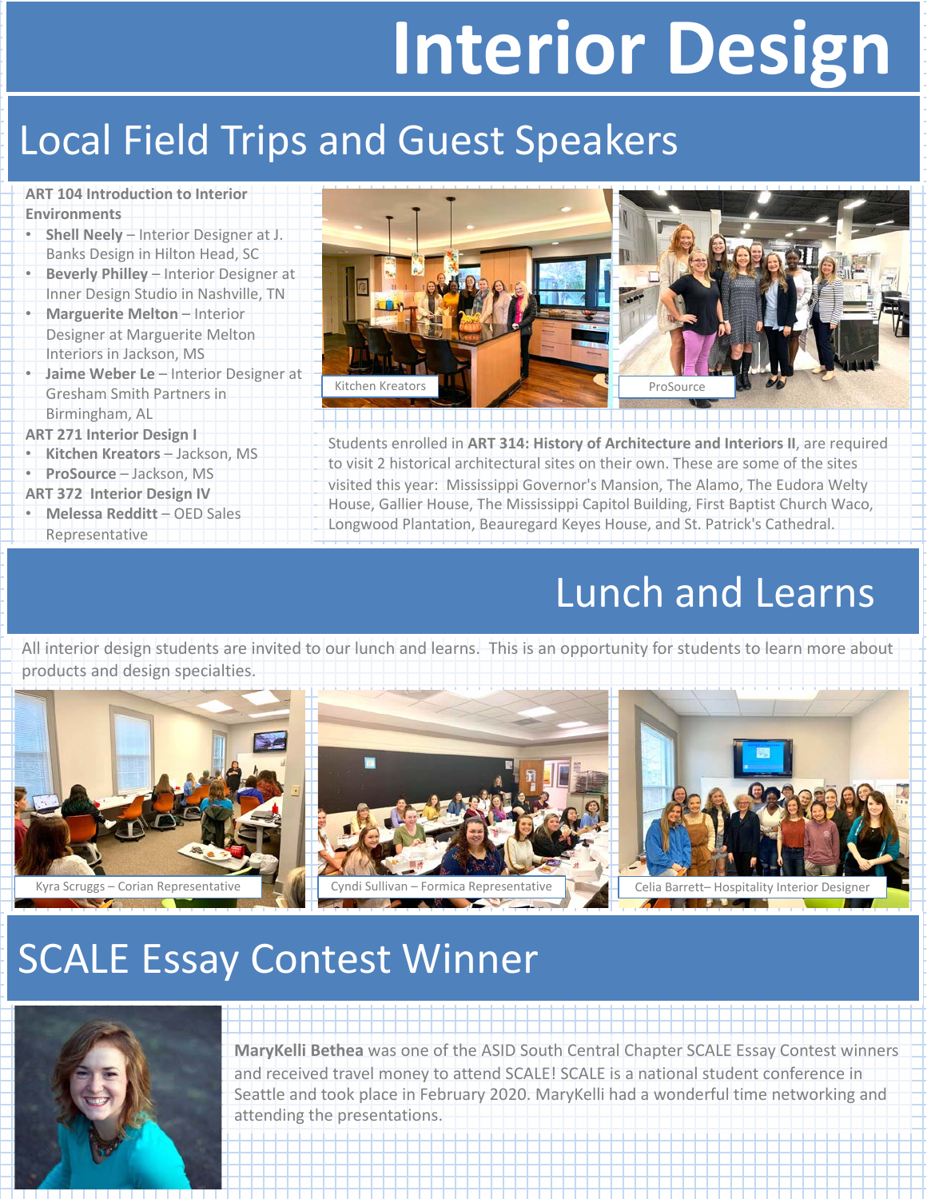# Interior Design

## Local Field Trips and Guest Speakers

**ART 104 Introduction to Interior Environments**

- **Shell Neely** – Interior Designer at J. Banks Design in Hilton Head, SC
- **Beverly Philley** – Interior Designer at Inner Design Studio in Nashville, TN
- **Marguerite Melton** – Interior Designer at Marguerite Melton Interiors in Jackson, MS
- **Jaime Weber Le** – Interior Designer at Gresham Smith Partners in Birmingham, AL

**ART 271 Interior Design I**

- **Kitchen Kreators** – Jackson, MS
- **ProSource** – Jackson, MS

**ART 372 Interior Design IV**

- **Melessa Redditt** – OED Sales Representative

Kitchen Kreators

ProSource

Students enrolled in **ART 314: History of Architecture and Interiors II**, are required to visit 2 historical architectural sites on their own. These are some of the sites visited this year: Mississippi Governor's Mansion, The Alamo, The Eudora Welty House, Gallier House, The Mississippi Capitol Building, First Baptist Church Waco, Longwood Plantation, Beauregard Keyes House, and St. Patrick's Cathedral.

## Lunch and Learns

All interior design students are invited to our lunch and learns. This is an opportunity for students to learn more about products and design specialties.

Kyra Scruggs – Corian Representative

Cyndi Sullivan – Formica Representative

Celia Barrett– Hospitality Interior Designer

## SCALE Essay Contest Winner

**MaryKelli Bethea** was one of the ASID South Central Chapter SCALE Essay Contest winners and received travel money to attend SCALE! SCALE is a national student conference in Seattle and took place in February 2020. MaryKelli had a wonderful time networking and attending the presentations.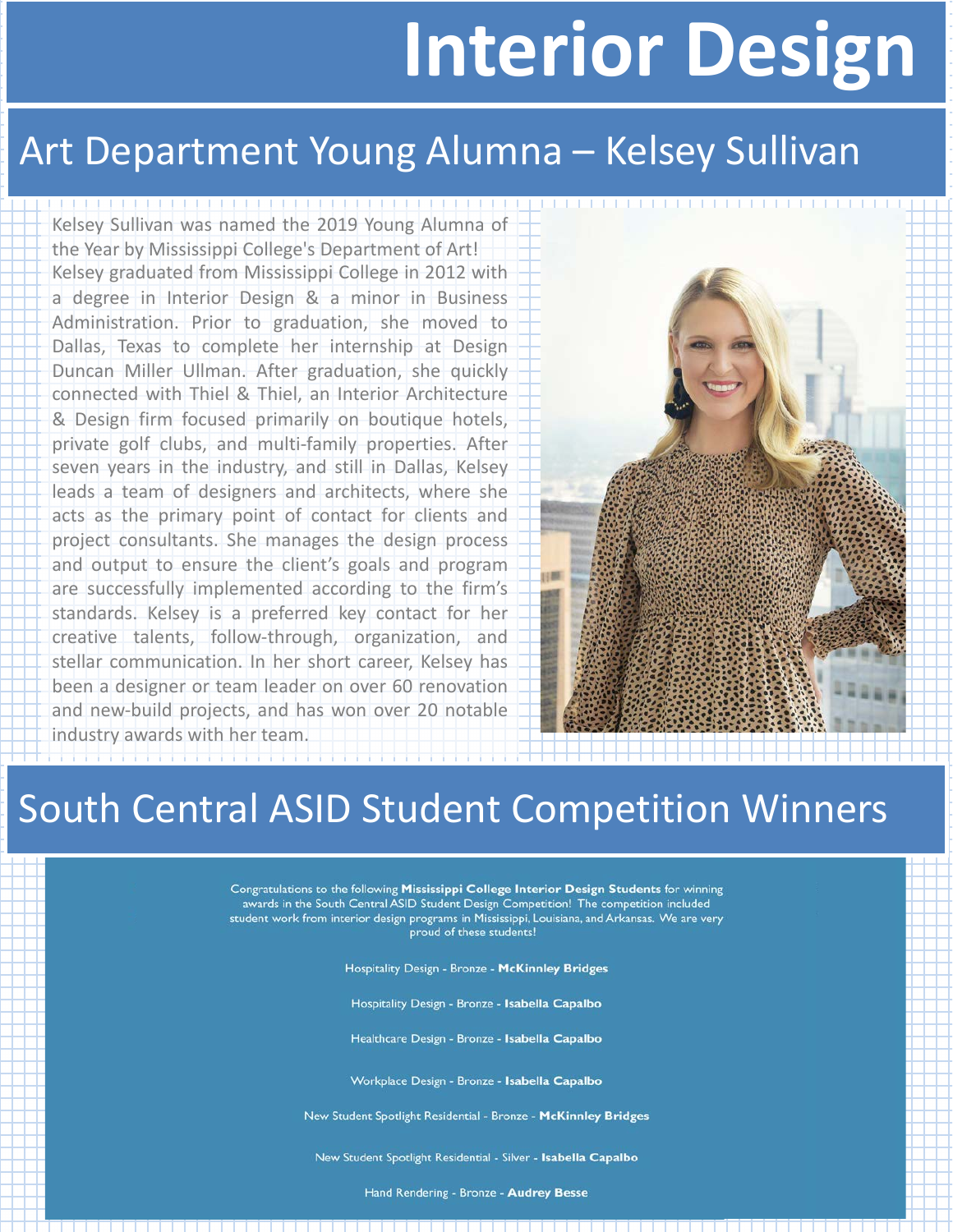# Interior Design

## Art Department Young Alumna – Kelsey Sullivan

Kelsey Sullivan was named the 2019 Young Alumna of the Year by Mississippi College's Department of Art! Kelsey graduated from Mississippi College in 2012 with a degree in Interior Design & a minor in Business Administration. Prior to graduation, she moved to Dallas, Texas to complete her internship at Design Duncan Miller Ullman. After graduation, she quickly connected with Thiel & Thiel, an Interior Architecture & Design firm focused primarily on boutique hotels, private golf clubs, and multi-family properties. After seven years in the industry, and still in Dallas, Kelsey leads a team of designers and architects, where she acts as the primary point of contact for clients and project consultants. She manages the design process and output to ensure the client's goals and program are successfully implemented according to the firm's standards. Kelsey is a preferred key contact for her creative talents, follow-through, organization, and stellar communication. In her short career, Kelsey has been a designer or team leader on over 60 renovation and new-build projects, and has won over 20 notable industry awards with her team.

## South Central ASID Student Competition Winners

Congratulations to the following **Mississippi College Interior Design Students** for winning awards in the South Central ASID Student Design Competition! The competition included student work from interior design programs in Mississippi, Louisiana, and Arkansas. We are very proud of these students!

Hospitality Design - Bronze - **McKinnley Bridges**

Hospitality Design - Bronze - **Isabella Capalbo**

Healthcare Design - Bronze - **Isabella Capalbo**

Workplace Design - Bronze - **Isabella Capalbo**

New Student Spotlight Residential - Bronze - **McKinnley Bridges**

New Student Spotlight Residential - Silver - **Isabella Capalbo**

Hand Rendering - Bronze - **Audrey Besse**